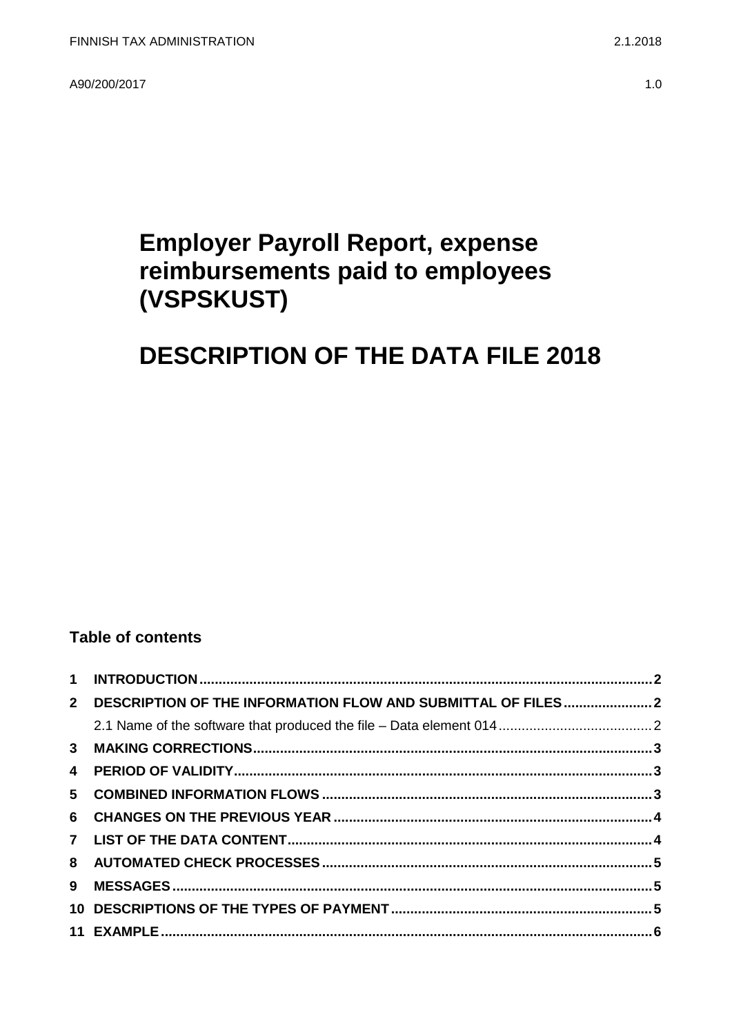FINNISH TAX ADMINISTRATION 2.1.2018

A90/200/2017 1.0

# Employer Payroll Report, expense reimbursements paid to employees (VSPSKUST)

# DESCRIPTION OF THE DATA FILE 2018

## Table of contents

1 INTRODUCTION ..... 2
2 DESCRIPTION OF THE INFORMATION FLOW AND SUBMITTAL OF FILES ..... 2
 2.1 Name of the software that produced the file – Data element 014 ..... 2
3 MAKING CORRECTIONS ..... 3
4 PERIOD OF VALIDITY ..... 3
5 COMBINED INFORMATION FLOWS ..... 3
6 CHANGES ON THE PREVIOUS YEAR ..... 4
7 LIST OF THE DATA CONTENT ..... 4
8 AUTOMATED CHECK PROCESSES ..... 5
9 MESSAGES ..... 5
10 DESCRIPTIONS OF THE TYPES OF PAYMENT ..... 5
11 EXAMPLE ..... 6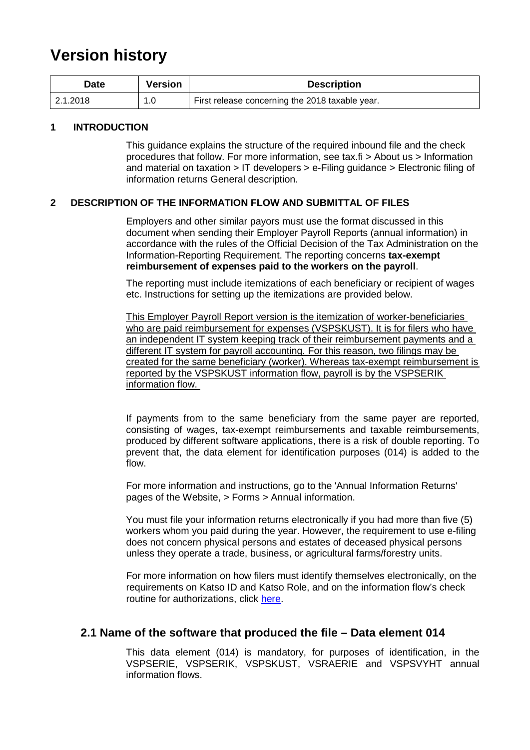# Version history

| Date | Version | Description |
| --- | --- | --- |
| 2.1.2018 | 1.0 | First release concerning the 2018 taxable year. |

## 1 INTRODUCTION

This guidance explains the structure of the required inbound file and the check procedures that follow. For more information, see tax.fi > About us > Information and material on taxation > IT developers > e-Filing guidance > Electronic filing of information returns General description.

## 2 DESCRIPTION OF THE INFORMATION FLOW AND SUBMITTAL OF FILES

Employers and other similar payors must use the format discussed in this document when sending their Employer Payroll Reports (annual information) in accordance with the rules of the Official Decision of the Tax Administration on the Information-Reporting Requirement. The reporting concerns **tax-exempt reimbursement of expenses paid to the workers on the payroll**.

The reporting must include itemizations of each beneficiary or recipient of wages etc. Instructions for setting up the itemizations are provided below.

<u>This Employer Payroll Report version is the itemization of worker-beneficiaries who are paid reimbursement for expenses (VSPSKUST). It is for filers who have an independent IT system keeping track of their reimbursement payments and a different IT system for payroll accounting. For this reason, two filings may be created for the same beneficiary (worker). Whereas tax-exempt reimbursement is reported by the VSPSKUST information flow, payroll is by the VSPSERIK information flow.</u>

If payments from to the same beneficiary from the same payer are reported, consisting of wages, tax-exempt reimbursements and taxable reimbursements, produced by different software applications, there is a risk of double reporting. To prevent that, the data element for identification purposes (014) is added to the flow.

For more information and instructions, go to the 'Annual Information Returns' pages of the Website, > Forms > Annual information.

You must file your information returns electronically if you had more than five (5) workers whom you paid during the year. However, the requirement to use e-filing does not concern physical persons and estates of deceased physical persons unless they operate a trade, business, or agricultural farms/forestry units.

For more information on how filers must identify themselves electronically, on the requirements on Katso ID and Katso Role, and on the information flow's check routine for authorizations, click here.

### 2.1 Name of the software that produced the file – Data element 014

This data element (014) is mandatory, for purposes of identification, in the VSPSERIE, VSPSERIK, VSPSKUST, VSRAERIE and VSPSVYHT annual information flows.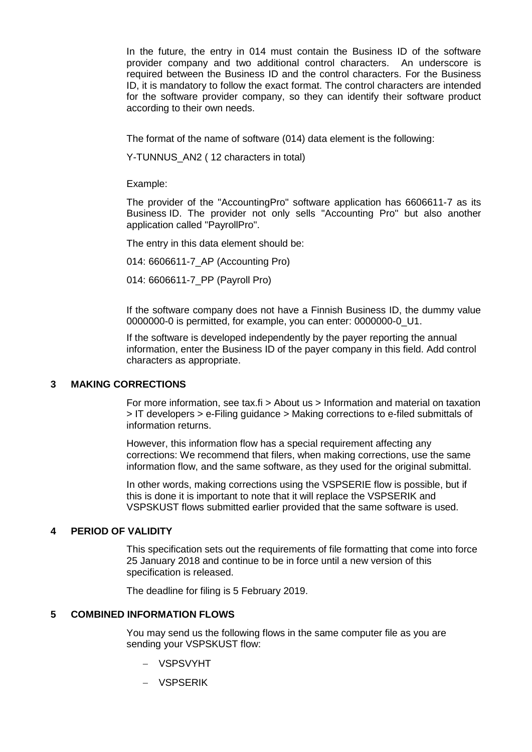In the future, the entry in 014 must contain the Business ID of the software provider company and two additional control characters. An underscore is required between the Business ID and the control characters. For the Business ID, it is mandatory to follow the exact format. The control characters are intended for the software provider company, so they can identify their software product according to their own needs.

The format of the name of software (014) data element is the following:

Y-TUNNUS_AN2 ( 12 characters in total)

Example:

The provider of the "AccountingPro" software application has 6606611-7 as its Business ID. The provider not only sells "Accounting Pro" but also another application called "PayrollPro".

The entry in this data element should be:

014: 6606611-7_AP (Accounting Pro)

014: 6606611-7_PP (Payroll Pro)

If the software company does not have a Finnish Business ID, the dummy value 0000000-0 is permitted, for example, you can enter: 0000000-0_U1.

If the software is developed independently by the payer reporting the annual information, enter the Business ID of the payer company in this field. Add control characters as appropriate.

## 3 MAKING CORRECTIONS

For more information, see tax.fi > About us > Information and material on taxation > IT developers > e-Filing guidance > Making corrections to e-filed submittals of information returns.

However, this information flow has a special requirement affecting any corrections: We recommend that filers, when making corrections, use the same information flow, and the same software, as they used for the original submittal.

In other words, making corrections using the VSPSERIE flow is possible, but if this is done it is important to note that it will replace the VSPSERIK and VSPSKUST flows submitted earlier provided that the same software is used.

## 4 PERIOD OF VALIDITY

This specification sets out the requirements of file formatting that come into force 25 January 2018 and continue to be in force until a new version of this specification is released.

The deadline for filing is 5 February 2019.

## 5 COMBINED INFORMATION FLOWS

You may send us the following flows in the same computer file as you are sending your VSPSKUST flow:

- VSPSVYHT
- VSPSERIK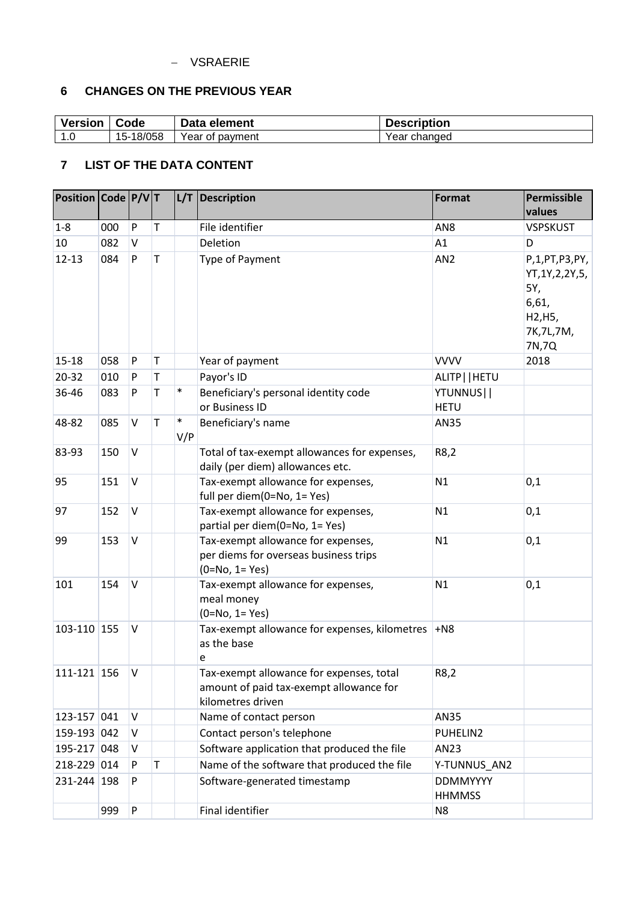– VSRAERIE

## 6 CHANGES ON THE PREVIOUS YEAR

| Version | Code | Data element | Description |
|---|---|---|---|
| 1.0 | 15-18/058 | Year of payment | Year changed |

## 7 LIST OF THE DATA CONTENT

| Position | Code | P/V | T | L/T | Description | Format | Permissible values |
|---|---|---|---|---|---|---|---|
| 1-8 | 000 | P | T | | File identifier | AN8 | VSPSKUST |
| 10 | 082 | V | | | Deletion | A1 | D |
| 12-13 | 084 | P | T | | Type of Payment | AN2 | P,1,PT,P3,PY, YT,1Y,2,2Y,5, 5Y, 6,61, H2,H5, 7K,7L,7M, 7N,7Q |
| 15-18 | 058 | P | T | | Year of payment | VVVV | 2018 |
| 20-32 | 010 | P | T | | Payor's ID | ALITP\|\|HETU | |
| 36-46 | 083 | P | T | * | Beneficiary's personal identity code or Business ID | YTUNNUS\|\| HETU | |
| 48-82 | 085 | V | T | * V/P | Beneficiary's name | AN35 | |
| 83-93 | 150 | V | | | Total of tax-exempt allowances for expenses, daily (per diem) allowances etc. | R8,2 | |
| 95 | 151 | V | | | Tax-exempt allowance for expenses, full per diem(0=No, 1= Yes) | N1 | 0,1 |
| 97 | 152 | V | | | Tax-exempt allowance for expenses, partial per diem(0=No, 1= Yes) | N1 | 0,1 |
| 99 | 153 | V | | | Tax-exempt allowance for expenses, per diems for overseas business trips (0=No, 1= Yes) | N1 | 0,1 |
| 101 | 154 | V | | | Tax-exempt allowance for expenses, meal money (0=No, 1= Yes) | N1 | 0,1 |
| 103-110 | 155 | V | | | Tax-exempt allowance for expenses, kilometres as the base e | +N8 | |
| 111-121 | 156 | V | | | Tax-exempt allowance for expenses, total amount of paid tax-exempt allowance for kilometres driven | R8,2 | |
| 123-157 | 041 | V | | | Name of contact person | AN35 | |
| 159-193 | 042 | V | | | Contact person's telephone | PUHELIN2 | |
| 195-217 | 048 | V | | | Software application that produced the file | AN23 | |
| 218-229 | 014 | P | T | | Name of the software that produced the file | Y-TUNNUS_AN2 | |
| 231-244 | 198 | P | | | Software-generated timestamp | DDMMYYYY HHMMSS | |
| | 999 | P | | | Final identifier | N8 | |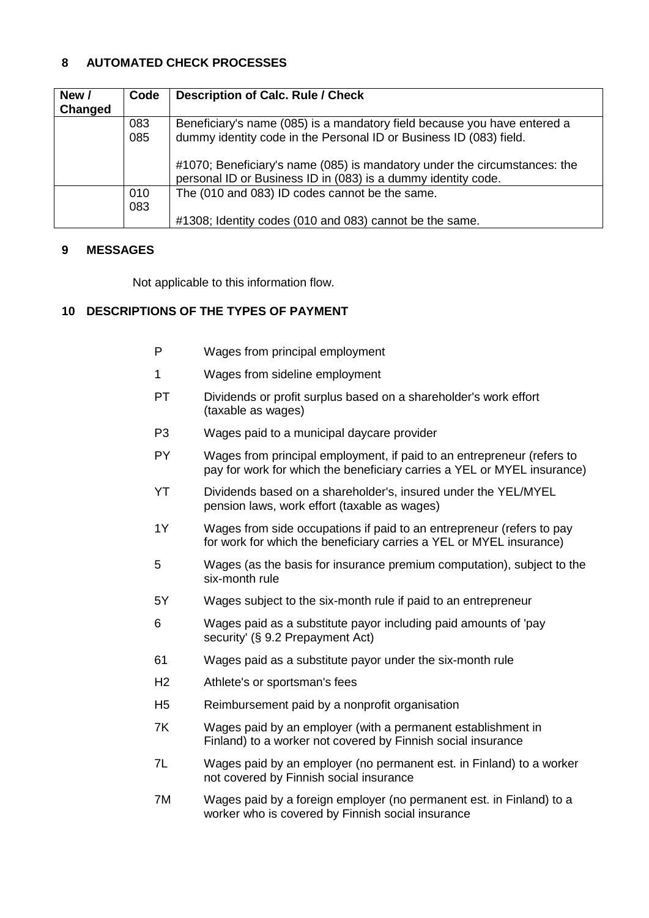## 8 AUTOMATED CHECK PROCESSES

| New / Changed | Code | Description of Calc. Rule / Check |
|---|---|---|
| | 083<br>085 | Beneficiary's name (085) is a mandatory field because you have entered a dummy identity code in the Personal ID or Business ID (083) field.<br><br>#1070; Beneficiary's name (085) is mandatory under the circumstances: the personal ID or Business ID in (083) is a dummy identity code. |
| | 010<br>083 | The (010 and 083) ID codes cannot be the same.<br><br>#1308; Identity codes (010 and 083) cannot be the same. |

## 9 MESSAGES

Not applicable to this information flow.

## 10 DESCRIPTIONS OF THE TYPES OF PAYMENT

- P Wages from principal employment
- 1 Wages from sideline employment
- PT Dividends or profit surplus based on a shareholder's work effort (taxable as wages)
- P3 Wages paid to a municipal daycare provider
- PY Wages from principal employment, if paid to an entrepreneur (refers to pay for work for which the beneficiary carries a YEL or MYEL insurance)
- YT Dividends based on a shareholder's, insured under the YEL/MYEL pension laws, work effort (taxable as wages)
- 1Y Wages from side occupations if paid to an entrepreneur (refers to pay for work for which the beneficiary carries a YEL or MYEL insurance)
- 5 Wages (as the basis for insurance premium computation), subject to the six-month rule
- 5Y Wages subject to the six-month rule if paid to an entrepreneur
- 6 Wages paid as a substitute payor including paid amounts of 'pay security' (§ 9.2 Prepayment Act)
- 61 Wages paid as a substitute payor under the six-month rule
- H2 Athlete's or sportsman's fees
- H5 Reimbursement paid by a nonprofit organisation
- 7K Wages paid by an employer (with a permanent establishment in Finland) to a worker not covered by Finnish social insurance
- 7L Wages paid by an employer (no permanent est. in Finland) to a worker not covered by Finnish social insurance
- 7M Wages paid by a foreign employer (no permanent est. in Finland) to a worker who is covered by Finnish social insurance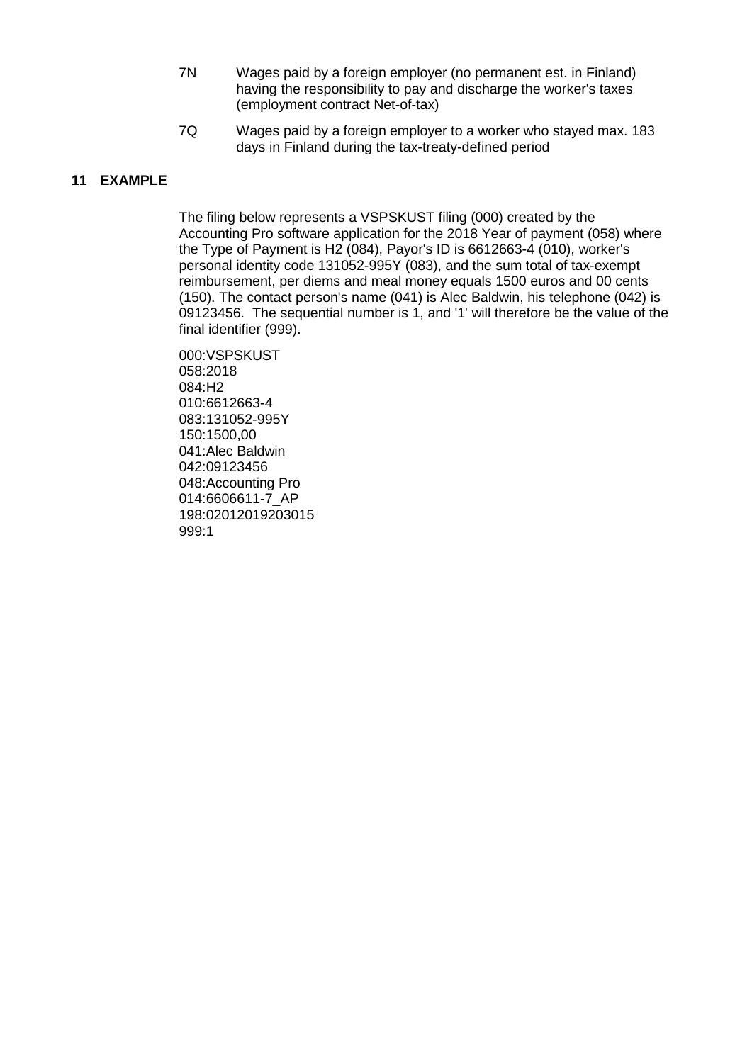| | |
|---|---|
| 7N | Wages paid by a foreign employer (no permanent est. in Finland) having the responsibility to pay and discharge the worker's taxes (employment contract Net-of-tax) |
| 7Q | Wages paid by a foreign employer to a worker who stayed max. 183 days in Finland during the tax-treaty-defined period |

## 11 EXAMPLE

The filing below represents a VSPSKUST filing (000) created by the Accounting Pro software application for the 2018 Year of payment (058) where the Type of Payment is H2 (084), Payor's ID is 6612663-4 (010), worker's personal identity code 131052-995Y (083), and the sum total of tax-exempt reimbursement, per diems and meal money equals 1500 euros and 00 cents (150). The contact person's name (041) is Alec Baldwin, his telephone (042) is 09123456. The sequential number is 1, and '1' will therefore be the value of the final identifier (999).

```
000:VSPSKUST
058:2018
084:H2
010:6612663-4
083:131052-995Y
150:1500,00
041:Alec Baldwin
042:09123456
048:Accounting Pro
014:6606611-7_AP
198:02012019203015
999:1
```